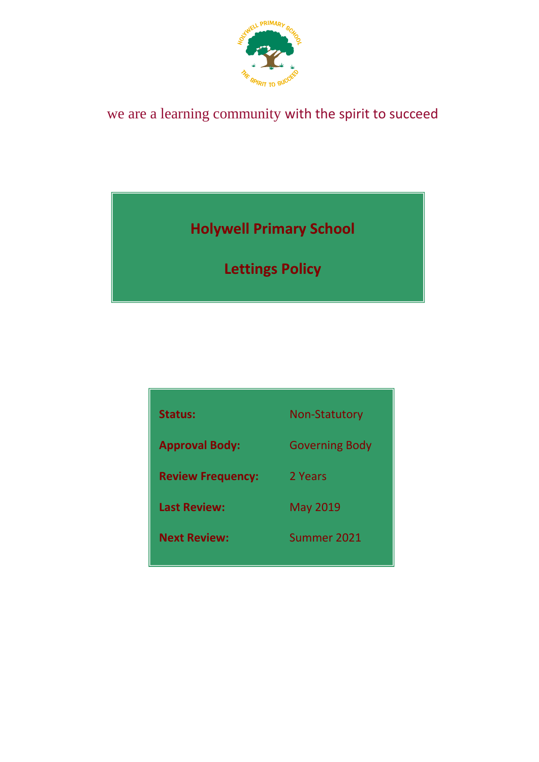we are a learning community with the spirit to succeed

# Holywell Primary School

# Lettings Policy

| | |
|---|---|
| **Status:** | Non-Statutory |
| **Approval Body:** | Governing Body |
| **Review Frequency:** | 2 Years |
| **Last Review:** | May 2019 |
| **Next Review:** | Summer 2021 |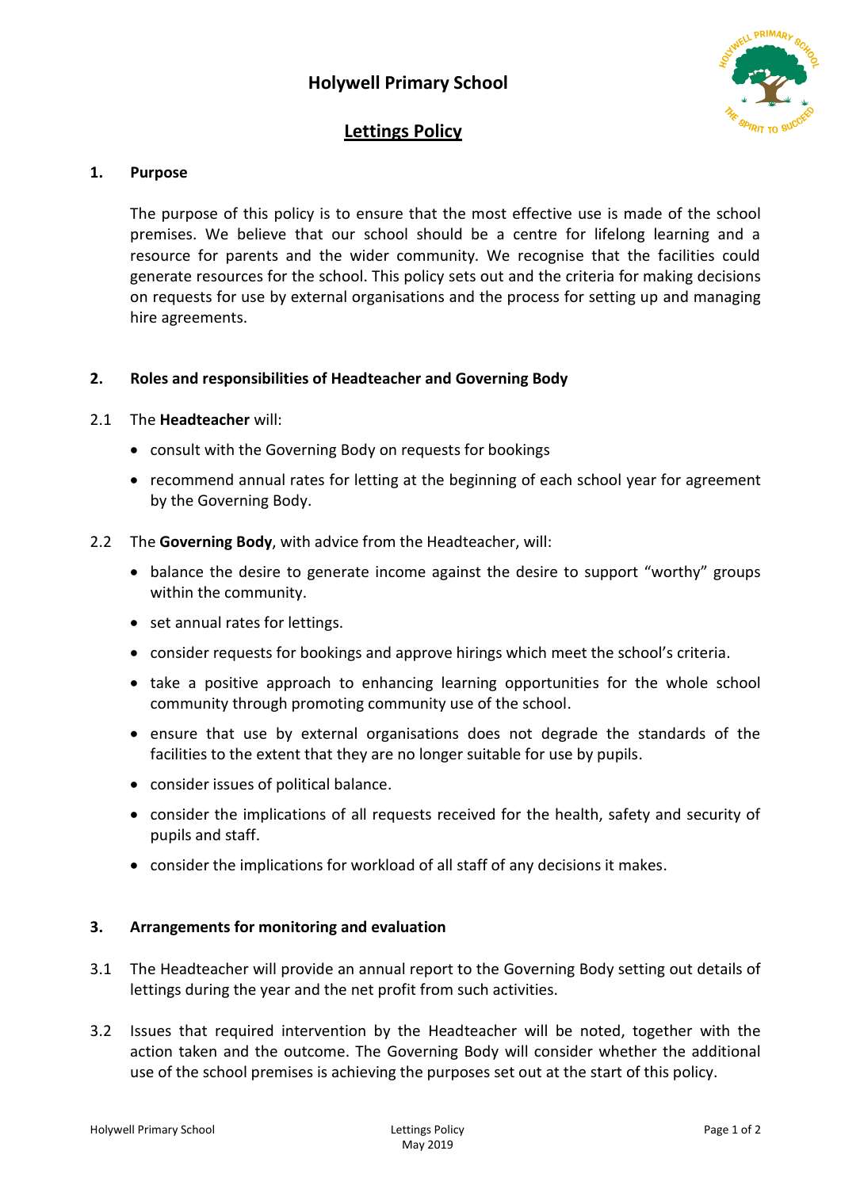# Holywell Primary School

## Lettings Policy

### 1. Purpose

The purpose of this policy is to ensure that the most effective use is made of the school premises. We believe that our school should be a centre for lifelong learning and a resource for parents and the wider community. We recognise that the facilities could generate resources for the school. This policy sets out and the criteria for making decisions on requests for use by external organisations and the process for setting up and managing hire agreements.

### 2. Roles and responsibilities of Headteacher and Governing Body

2.1 The **Headteacher** will:

- consult with the Governing Body on requests for bookings
- recommend annual rates for letting at the beginning of each school year for agreement by the Governing Body.

2.2 The **Governing Body**, with advice from the Headteacher, will:

- balance the desire to generate income against the desire to support "worthy" groups within the community.
- set annual rates for lettings.
- consider requests for bookings and approve hirings which meet the school's criteria.
- take a positive approach to enhancing learning opportunities for the whole school community through promoting community use of the school.
- ensure that use by external organisations does not degrade the standards of the facilities to the extent that they are no longer suitable for use by pupils.
- consider issues of political balance.
- consider the implications of all requests received for the health, safety and security of pupils and staff.
- consider the implications for workload of all staff of any decisions it makes.

### 3. Arrangements for monitoring and evaluation

3.1 The Headteacher will provide an annual report to the Governing Body setting out details of lettings during the year and the net profit from such activities.

3.2 Issues that required intervention by the Headteacher will be noted, together with the action taken and the outcome. The Governing Body will consider whether the additional use of the school premises is achieving the purposes set out at the start of this policy.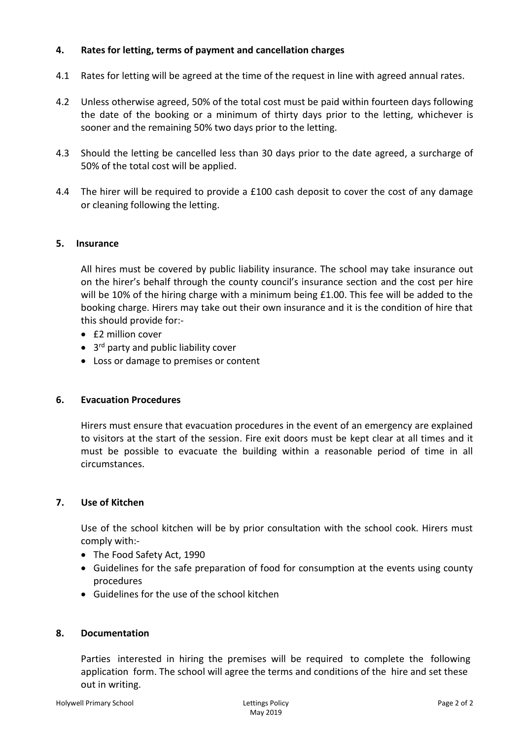## 4. Rates for letting, terms of payment and cancellation charges

4.1 Rates for letting will be agreed at the time of the request in line with agreed annual rates.

4.2 Unless otherwise agreed, 50% of the total cost must be paid within fourteen days following the date of the booking or a minimum of thirty days prior to the letting, whichever is sooner and the remaining 50% two days prior to the letting.

4.3 Should the letting be cancelled less than 30 days prior to the date agreed, a surcharge of 50% of the total cost will be applied.

4.4 The hirer will be required to provide a £100 cash deposit to cover the cost of any damage or cleaning following the letting.

## 5. Insurance

All hires must be covered by public liability insurance. The school may take insurance out on the hirer's behalf through the county council's insurance section and the cost per hire will be 10% of the hiring charge with a minimum being £1.00. This fee will be added to the booking charge. Hirers may take out their own insurance and it is the condition of hire that this should provide for:-

- £2 million cover
- 3rd party and public liability cover
- Loss or damage to premises or content

## 6. Evacuation Procedures

Hirers must ensure that evacuation procedures in the event of an emergency are explained to visitors at the start of the session. Fire exit doors must be kept clear at all times and it must be possible to evacuate the building within a reasonable period of time in all circumstances.

## 7. Use of Kitchen

Use of the school kitchen will be by prior consultation with the school cook. Hirers must comply with:-

- The Food Safety Act, 1990
- Guidelines for the safe preparation of food for consumption at the events using county procedures
- Guidelines for the use of the school kitchen

## 8. Documentation

Parties interested in hiring the premises will be required to complete the following application form. The school will agree the terms and conditions of the hire and set these out in writing.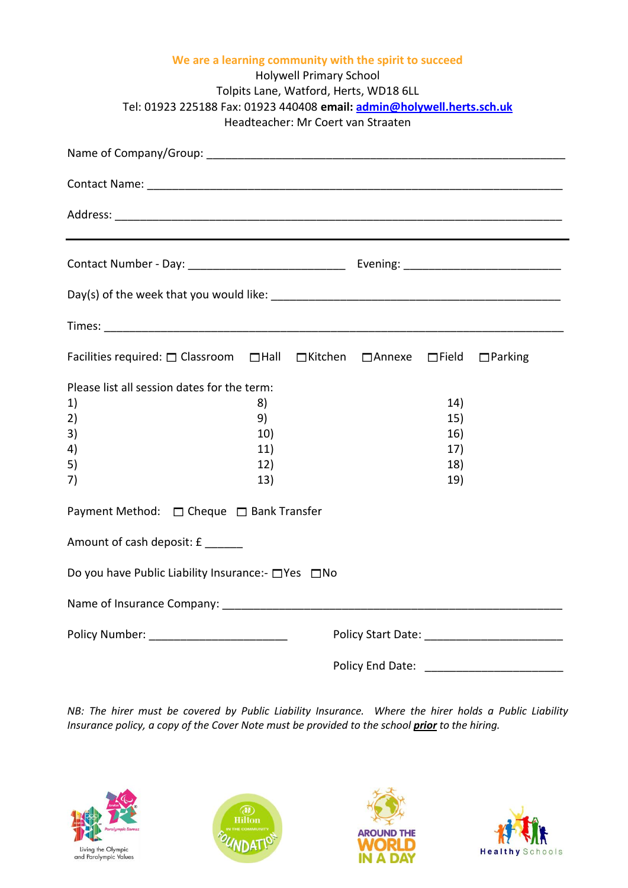**We are a learning community with the spirit to succeed**

Holywell Primary School
Tolpits Lane, Watford, Herts, WD18 6LL
Tel: 01923 225188 Fax: 01923 440408 **email:** **admin@holywell.herts.sch.uk**
Headteacher: Mr Coert van Straaten

Name of Company/Group: ____________________________________________________________

Contact Name: ____________________________________________________________________

Address: ________________________________________________________________________

---

Contact Number - Day: _________________________ Evening: _________________________

Day(s) of the week that you would like: _______________________________________________

Times: __________________________________________________________________________

Facilities required: ☐ Classroom ☐Hall ☐Kitchen ☐Annexe ☐Field ☐Parking

Please list all session dates for the term:

| | | |
|---|---|---|
| 1) | 8) | 14) |
| 2) | 9) | 15) |
| 3) | 10) | 16) |
| 4) | 11) | 17) |
| 5) | 12) | 18) |
| 7) | 13) | 19) |

Payment Method: ☐ Cheque ☐ Bank Transfer

Amount of cash deposit: £ ______

Do you have Public Liability Insurance:- ☐Yes ☐No

Name of Insurance Company: _______________________________________________________

Policy Number: ______________________ Policy Start Date: ______________________

Policy End Date: ______________________

*NB: The hirer must be covered by Public Liability Insurance. Where the hirer holds a Public Liability Insurance policy, a copy of the Cover Note must be provided to the school* ***prior*** *to the hiring.*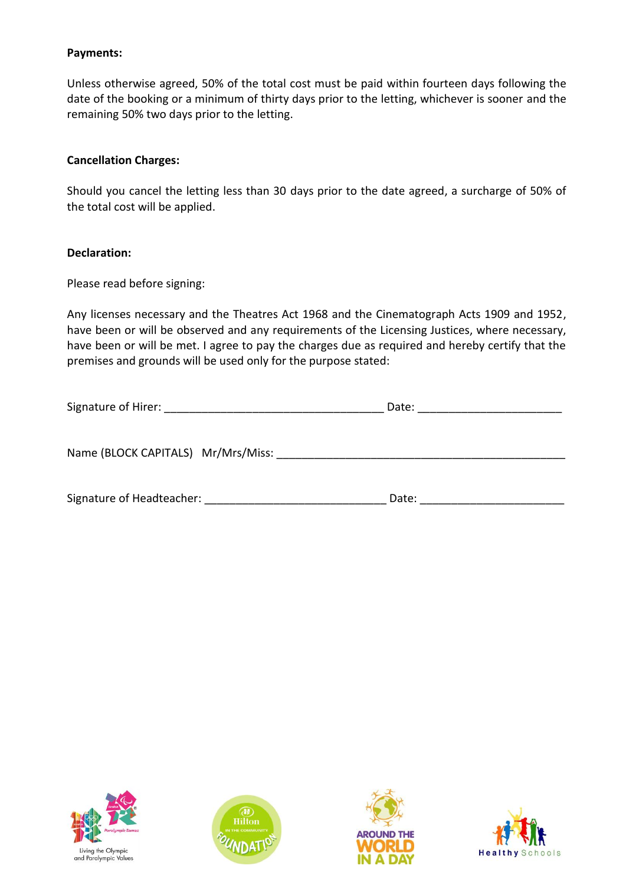**Payments:**

Unless otherwise agreed, 50% of the total cost must be paid within fourteen days following the date of the booking or a minimum of thirty days prior to the letting, whichever is sooner and the remaining 50% two days prior to the letting.

**Cancellation Charges:**

Should you cancel the letting less than 30 days prior to the date agreed, a surcharge of 50% of the total cost will be applied.

**Declaration:**

Please read before signing:

Any licenses necessary and the Theatres Act 1968 and the Cinematograph Acts 1909 and 1952, have been or will be observed and any requirements of the Licensing Justices, where necessary, have been or will be met. I agree to pay the charges due as required and hereby certify that the premises and grounds will be used only for the purpose stated:

Signature of Hirer: ___________________________________ Date: _______________________

Name (BLOCK CAPITALS) Mr/Mrs/Miss: ______________________________________________

Signature of Headteacher: _____________________________ Date: _______________________